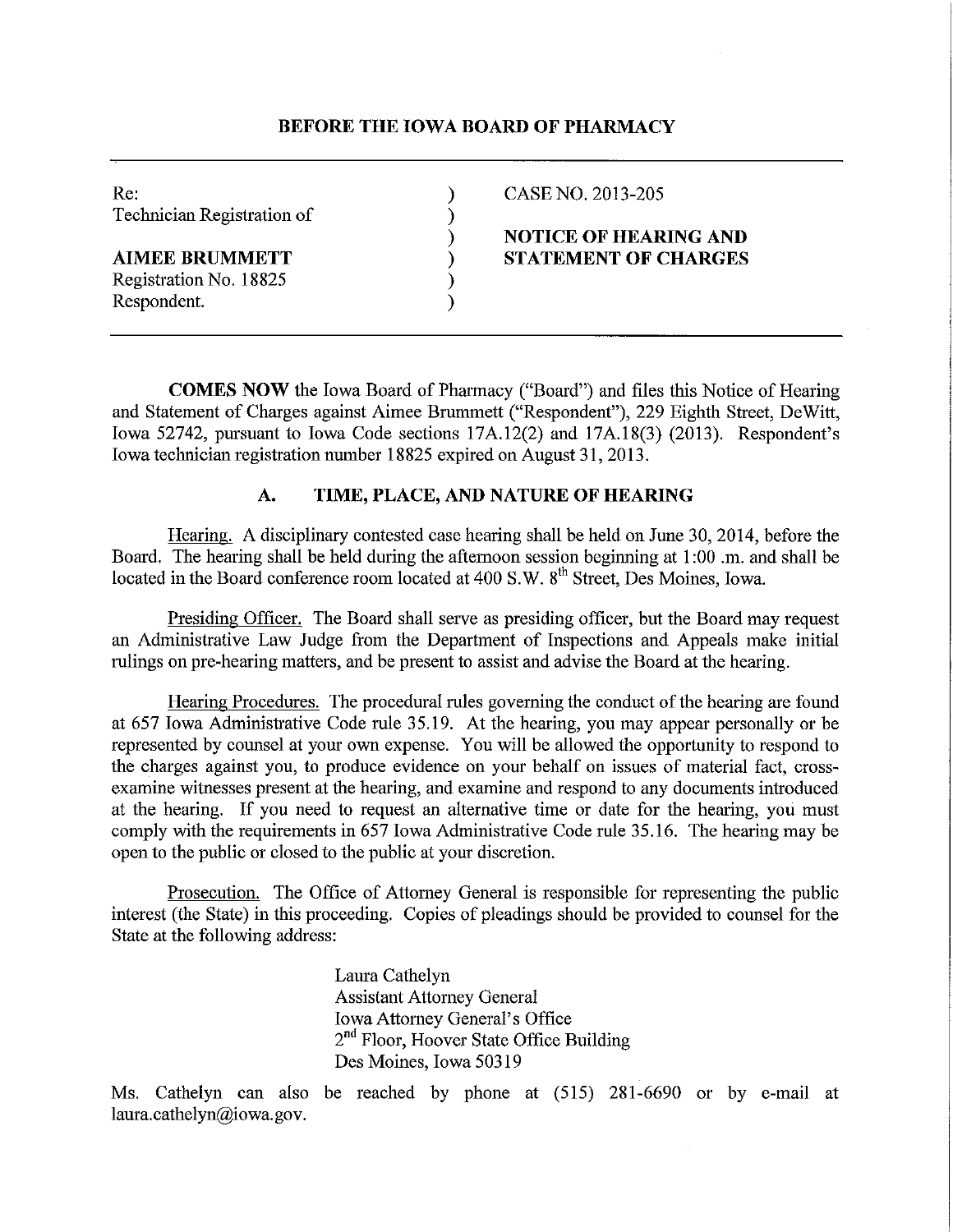## BEFORE THE IOWA BOARD OF PHARMACY

| | | |
|---|---|---|
| Re: | ) | CASE NO. 2013-205 |
| Technician Registration of | ) | |
| | ) | **NOTICE OF HEARING AND** |
| **AIMEE BRUMMETT** | ) | **STATEMENT OF CHARGES** |
| Registration No. 18825 | ) | |
| Respondent. | ) | |

**COMES NOW** the Iowa Board of Pharmacy ("Board") and files this Notice of Hearing and Statement of Charges against Aimee Brummett ("Respondent"), 229 Eighth Street, DeWitt, Iowa 52742, pursuant to Iowa Code sections 17A.12(2) and 17A.18(3) (2013). Respondent's Iowa technician registration number 18825 expired on August 31, 2013.

### A. TIME, PLACE, AND NATURE OF HEARING

Hearing. A disciplinary contested case hearing shall be held on June 30, 2014, before the Board. The hearing shall be held during the afternoon session beginning at 1:00 .m. and shall be located in the Board conference room located at 400 S.W. 8th Street, Des Moines, Iowa.

Presiding Officer. The Board shall serve as presiding officer, but the Board may request an Administrative Law Judge from the Department of Inspections and Appeals make initial rulings on pre-hearing matters, and be present to assist and advise the Board at the hearing.

Hearing Procedures. The procedural rules governing the conduct of the hearing are found at 657 Iowa Administrative Code rule 35.19. At the hearing, you may appear personally or be represented by counsel at your own expense. You will be allowed the opportunity to respond to the charges against you, to produce evidence on your behalf on issues of material fact, cross-examine witnesses present at the hearing, and examine and respond to any documents introduced at the hearing. If you need to request an alternative time or date for the hearing, you must comply with the requirements in 657 Iowa Administrative Code rule 35.16. The hearing may be open to the public or closed to the public at your discretion.

Prosecution. The Office of Attorney General is responsible for representing the public interest (the State) in this proceeding. Copies of pleadings should be provided to counsel for the State at the following address:

Laura Cathelyn
Assistant Attorney General
Iowa Attorney General's Office
2nd Floor, Hoover State Office Building
Des Moines, Iowa 50319

Ms. Cathelyn can also be reached by phone at (515) 281-6690 or by e-mail at laura.cathelyn@iowa.gov.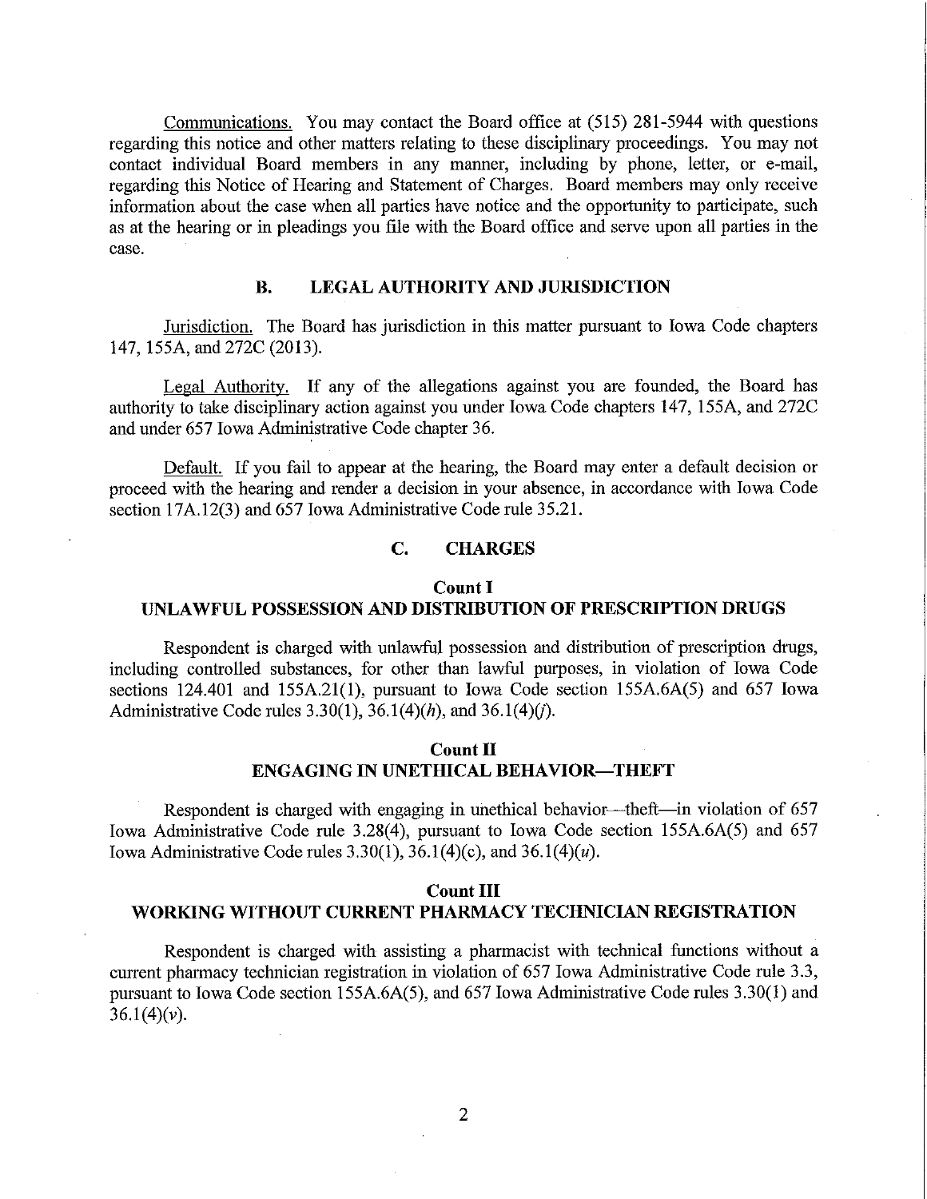Communications. You may contact the Board office at (515) 281-5944 with questions regarding this notice and other matters relating to these disciplinary proceedings. You may not contact individual Board members in any manner, including by phone, letter, or e-mail, regarding this Notice of Hearing and Statement of Charges. Board members may only receive information about the case when all parties have notice and the opportunity to participate, such as at the hearing or in pleadings you file with the Board office and serve upon all parties in the case.

## B. LEGAL AUTHORITY AND JURISDICTION

Jurisdiction. The Board has jurisdiction in this matter pursuant to Iowa Code chapters 147, 155A, and 272C (2013).

Legal Authority. If any of the allegations against you are founded, the Board has authority to take disciplinary action against you under Iowa Code chapters 147, 155A, and 272C and under 657 Iowa Administrative Code chapter 36.

Default. If you fail to appear at the hearing, the Board may enter a default decision or proceed with the hearing and render a decision in your absence, in accordance with Iowa Code section 17A.12(3) and 657 Iowa Administrative Code rule 35.21.

## C. CHARGES

### Count I
### UNLAWFUL POSSESSION AND DISTRIBUTION OF PRESCRIPTION DRUGS

Respondent is charged with unlawful possession and distribution of prescription drugs, including controlled substances, for other than lawful purposes, in violation of Iowa Code sections 124.401 and 155A.21(1), pursuant to Iowa Code section 155A.6A(5) and 657 Iowa Administrative Code rules 3.30(1), 36.1(4)(*h*), and 36.1(4)(*j*).

### Count II
### ENGAGING IN UNETHICAL BEHAVIOR—THEFT

Respondent is charged with engaging in unethical behavior—theft—in violation of 657 Iowa Administrative Code rule 3.28(4), pursuant to Iowa Code section 155A.6A(5) and 657 Iowa Administrative Code rules 3.30(1), 36.1(4)(c), and 36.1(4)(*u*).

### Count III
### WORKING WITHOUT CURRENT PHARMACY TECHNICIAN REGISTRATION

Respondent is charged with assisting a pharmacist with technical functions without a current pharmacy technician registration in violation of 657 Iowa Administrative Code rule 3.3, pursuant to Iowa Code section 155A.6A(5), and 657 Iowa Administrative Code rules 3.30(1) and 36.1(4)(*v*).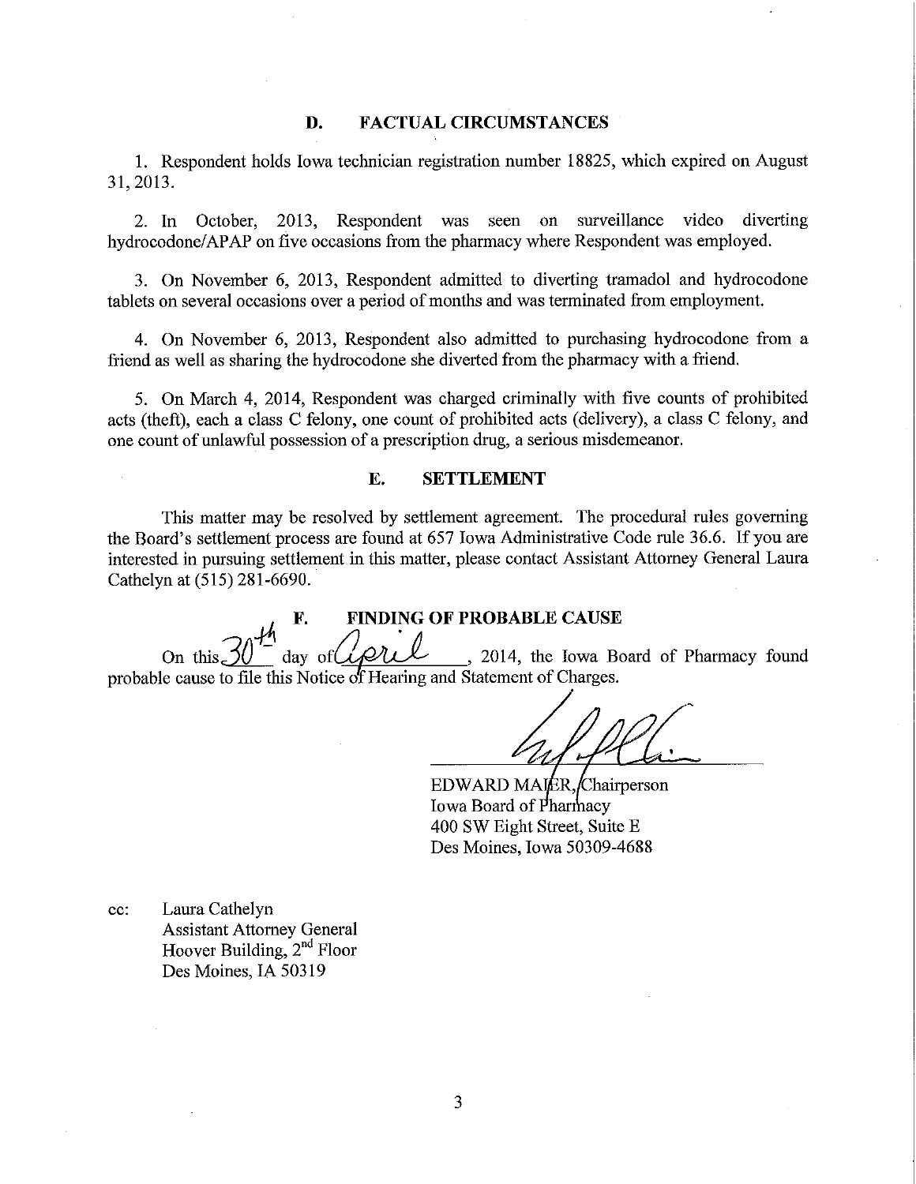## D. FACTUAL CIRCUMSTANCES

1. Respondent holds Iowa technician registration number 18825, which expired on August 31, 2013.

2. In October, 2013, Respondent was seen on surveillance video diverting hydrocodone/APAP on five occasions from the pharmacy where Respondent was employed.

3. On November 6, 2013, Respondent admitted to diverting tramadol and hydrocodone tablets on several occasions over a period of months and was terminated from employment.

4. On November 6, 2013, Respondent also admitted to purchasing hydrocodone from a friend as well as sharing the hydrocodone she diverted from the pharmacy with a friend.

5. On March 4, 2014, Respondent was charged criminally with five counts of prohibited acts (theft), each a class C felony, one count of prohibited acts (delivery), a class C felony, and one count of unlawful possession of a prescription drug, a serious misdemeanor.

## E. SETTLEMENT

This matter may be resolved by settlement agreement. The procedural rules governing the Board's settlement process are found at 657 Iowa Administrative Code rule 36.6. If you are interested in pursuing settlement in this matter, please contact Assistant Attorney General Laura Cathelyn at (515) 281-6690.

## F. FINDING OF PROBABLE CAUSE

On this 30th day of April, 2014, the Iowa Board of Pharmacy found probable cause to file this Notice of Hearing and Statement of Charges.

EDWARD MAIER, Chairperson
Iowa Board of Pharmacy
400 SW Eight Street, Suite E
Des Moines, Iowa 50309-4688

cc: Laura Cathelyn
Assistant Attorney General
Hoover Building, 2nd Floor
Des Moines, IA 50319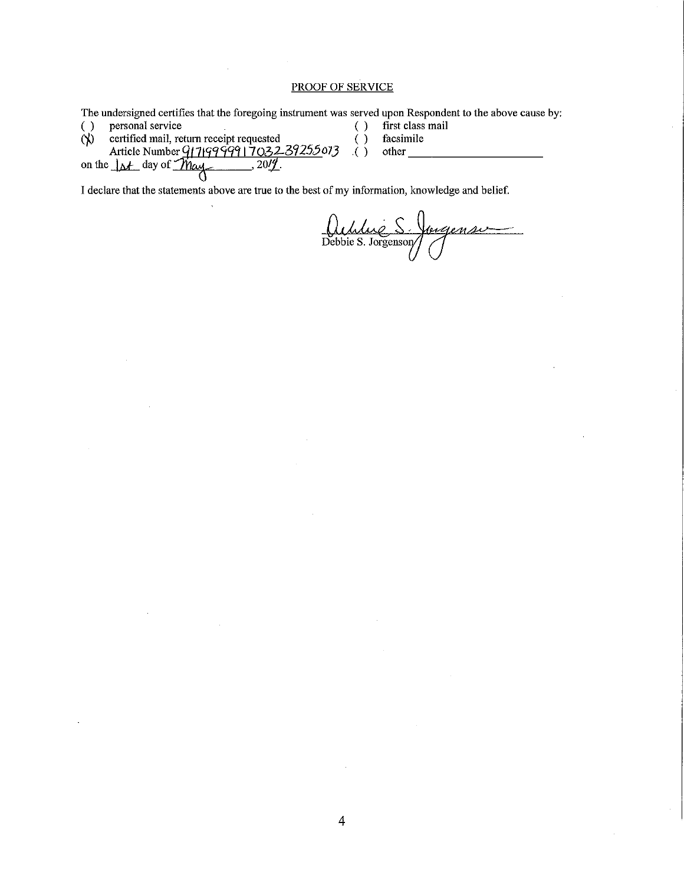## PROOF OF SERVICE

The undersigned certifies that the foregoing instrument was served upon Respondent to the above cause by:

( ) personal service ( ) first class mail

(X) certified mail, return receipt requested ( ) facsimile

Article Number 9171999991703239255073 ( ) other ____________________

on the 1st day of May, 2019.

I declare that the statements above are true to the best of my information, knowledge and belief.

Debbie S. Jorgenson

Debbie S. Jorgenson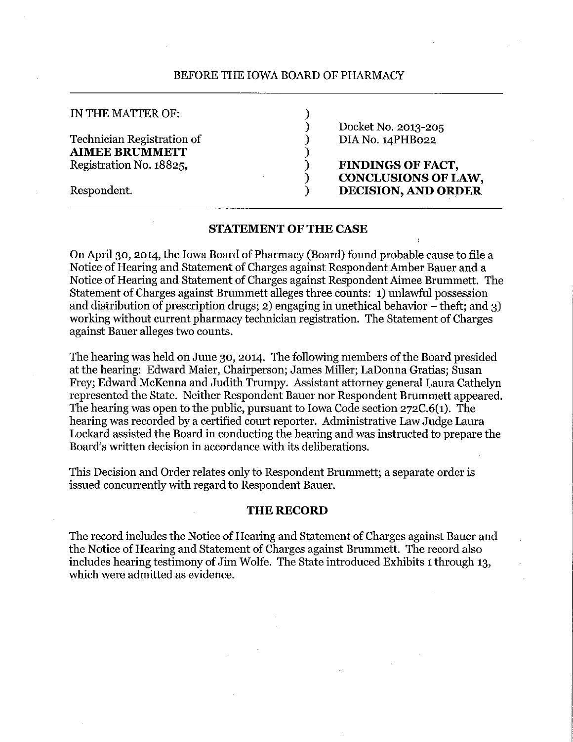BEFORE THE IOWA BOARD OF PHARMACY

| | | |
|---|---|---|
| IN THE MATTER OF: | ) | |
| | ) | Docket No. 2013-205 |
| Technician Registration of | ) | DIA No. 14PHB022 |
| **AIMEE BRUMMETT** | ) | |
| Registration No. 18825, | ) | **FINDINGS OF FACT,** |
| | ) | **CONCLUSIONS OF LAW,** |
| Respondent. | ) | **DECISION, AND ORDER** |

## STATEMENT OF THE CASE

On April 30, 2014, the Iowa Board of Pharmacy (Board) found probable cause to file a Notice of Hearing and Statement of Charges against Respondent Amber Bauer and a Notice of Hearing and Statement of Charges against Respondent Aimee Brummett. The Statement of Charges against Brummett alleges three counts: 1) unlawful possession and distribution of prescription drugs; 2) engaging in unethical behavior – theft; and 3) working without current pharmacy technician registration. The Statement of Charges against Bauer alleges two counts.

The hearing was held on June 30, 2014. The following members of the Board presided at the hearing: Edward Maier, Chairperson; James Miller; LaDonna Gratias; Susan Frey; Edward McKenna and Judith Trumpy. Assistant attorney general Laura Cathelyn represented the State. Neither Respondent Bauer nor Respondent Brummett appeared. The hearing was open to the public, pursuant to Iowa Code section 272C.6(1). The hearing was recorded by a certified court reporter. Administrative Law Judge Laura Lockard assisted the Board in conducting the hearing and was instructed to prepare the Board's written decision in accordance with its deliberations.

This Decision and Order relates only to Respondent Brummett; a separate order is issued concurrently with regard to Respondent Bauer.

## THE RECORD

The record includes the Notice of Hearing and Statement of Charges against Bauer and the Notice of Hearing and Statement of Charges against Brummett. The record also includes hearing testimony of Jim Wolfe. The State introduced Exhibits 1 through 13, which were admitted as evidence.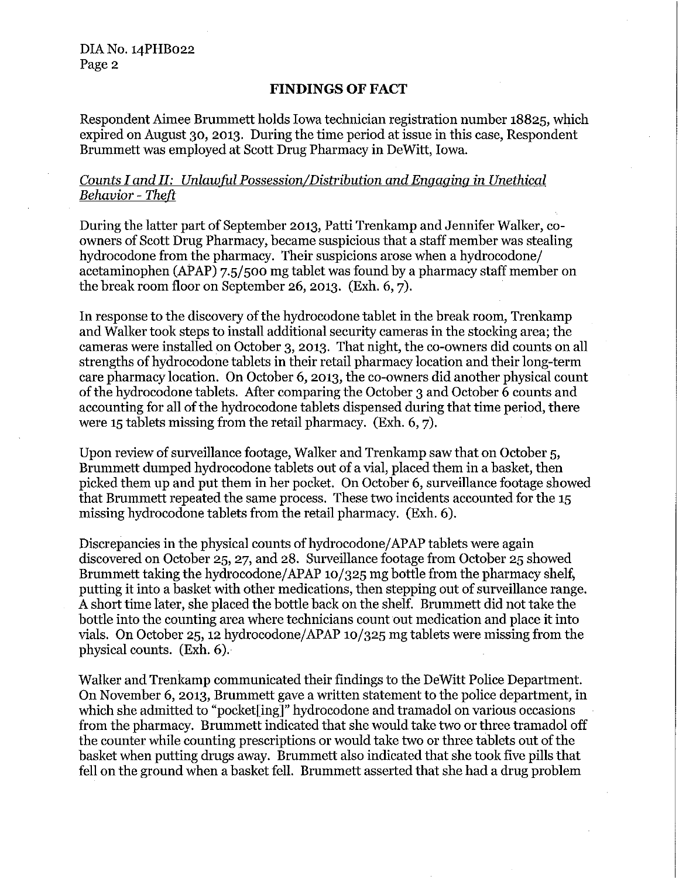## FINDINGS OF FACT

Respondent Aimee Brummett holds Iowa technician registration number 18825, which expired on August 30, 2013. During the time period at issue in this case, Respondent Brummett was employed at Scott Drug Pharmacy in DeWitt, Iowa.

*Counts I and II: Unlawful Possession/Distribution and Engaging in Unethical Behavior - Theft*

During the latter part of September 2013, Patti Trenkamp and Jennifer Walker, co-owners of Scott Drug Pharmacy, became suspicious that a staff member was stealing hydrocodone from the pharmacy. Their suspicions arose when a hydrocodone/acetaminophen (APAP) 7.5/500 mg tablet was found by a pharmacy staff member on the break room floor on September 26, 2013. (Exh. 6, 7).

In response to the discovery of the hydrocodone tablet in the break room, Trenkamp and Walker took steps to install additional security cameras in the stocking area; the cameras were installed on October 3, 2013. That night, the co-owners did counts on all strengths of hydrocodone tablets in their retail pharmacy location and their long-term care pharmacy location. On October 6, 2013, the co-owners did another physical count of the hydrocodone tablets. After comparing the October 3 and October 6 counts and accounting for all of the hydrocodone tablets dispensed during that time period, there were 15 tablets missing from the retail pharmacy. (Exh. 6, 7).

Upon review of surveillance footage, Walker and Trenkamp saw that on October 5, Brummett dumped hydrocodone tablets out of a vial, placed them in a basket, then picked them up and put them in her pocket. On October 6, surveillance footage showed that Brummett repeated the same process. These two incidents accounted for the 15 missing hydrocodone tablets from the retail pharmacy. (Exh. 6).

Discrepancies in the physical counts of hydrocodone/APAP tablets were again discovered on October 25, 27, and 28. Surveillance footage from October 25 showed Brummett taking the hydrocodone/APAP 10/325 mg bottle from the pharmacy shelf, putting it into a basket with other medications, then stepping out of surveillance range. A short time later, she placed the bottle back on the shelf. Brummett did not take the bottle into the counting area where technicians count out medication and place it into vials. On October 25, 12 hydrocodone/APAP 10/325 mg tablets were missing from the physical counts. (Exh. 6).

Walker and Trenkamp communicated their findings to the DeWitt Police Department. On November 6, 2013, Brummett gave a written statement to the police department, in which she admitted to "pocket[ing]" hydrocodone and tramadol on various occasions from the pharmacy. Brummett indicated that she would take two or three tramadol off the counter while counting prescriptions or would take two or three tablets out of the basket when putting drugs away. Brummett also indicated that she took five pills that fell on the ground when a basket fell. Brummett asserted that she had a drug problem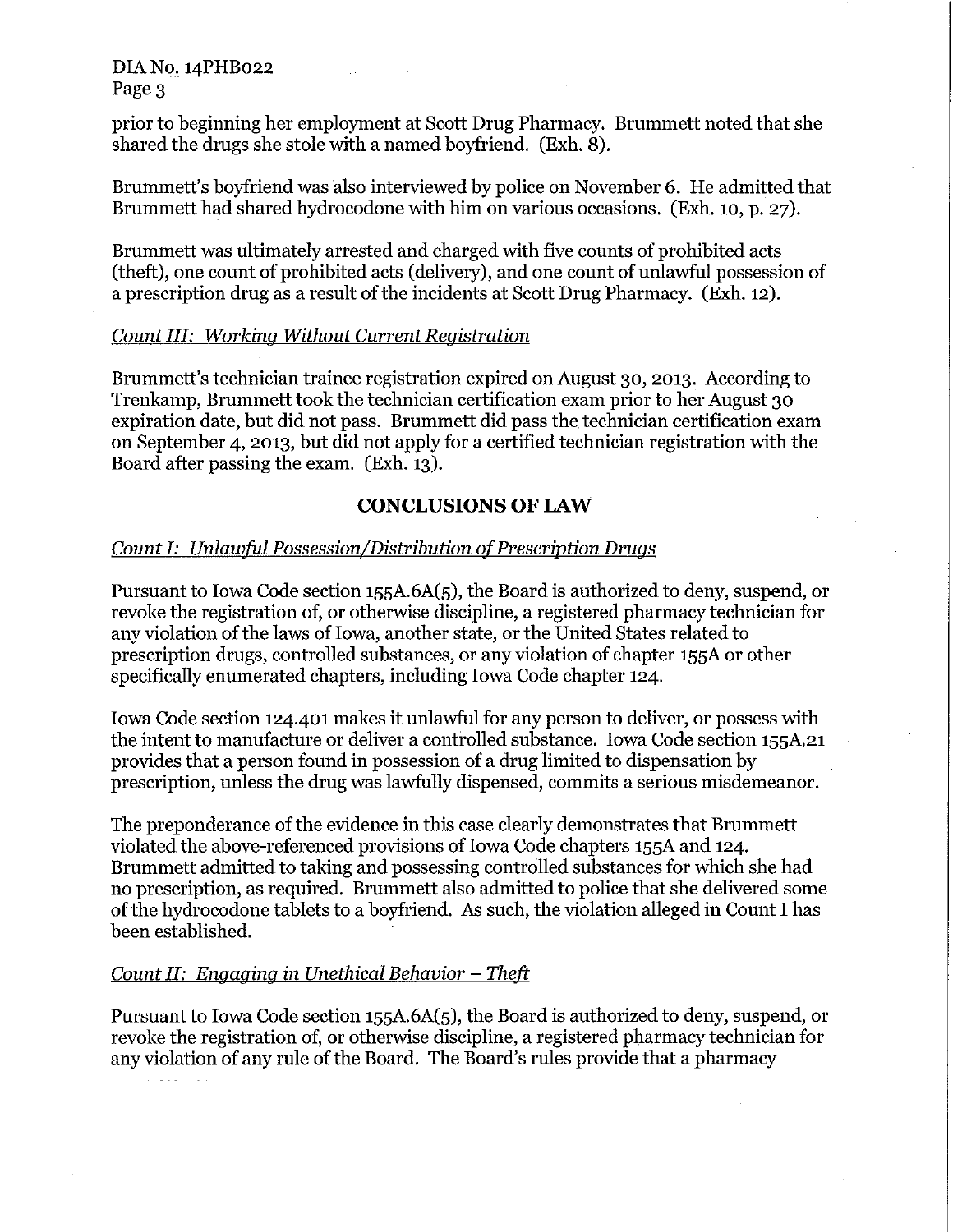prior to beginning her employment at Scott Drug Pharmacy. Brummett noted that she shared the drugs she stole with a named boyfriend. (Exh. 8).

Brummett's boyfriend was also interviewed by police on November 6. He admitted that Brummett had shared hydrocodone with him on various occasions. (Exh. 10, p. 27).

Brummett was ultimately arrested and charged with five counts of prohibited acts (theft), one count of prohibited acts (delivery), and one count of unlawful possession of a prescription drug as a result of the incidents at Scott Drug Pharmacy. (Exh. 12).

*Count III: Working Without Current Registration*

Brummett's technician trainee registration expired on August 30, 2013. According to Trenkamp, Brummett took the technician certification exam prior to her August 30 expiration date, but did not pass. Brummett did pass the technician certification exam on September 4, 2013, but did not apply for a certified technician registration with the Board after passing the exam. (Exh. 13).

## CONCLUSIONS OF LAW

*Count I: Unlawful Possession/Distribution of Prescription Drugs*

Pursuant to Iowa Code section 155A.6A(5), the Board is authorized to deny, suspend, or revoke the registration of, or otherwise discipline, a registered pharmacy technician for any violation of the laws of Iowa, another state, or the United States related to prescription drugs, controlled substances, or any violation of chapter 155A or other specifically enumerated chapters, including Iowa Code chapter 124.

Iowa Code section 124.401 makes it unlawful for any person to deliver, or possess with the intent to manufacture or deliver a controlled substance. Iowa Code section 155A.21 provides that a person found in possession of a drug limited to dispensation by prescription, unless the drug was lawfully dispensed, commits a serious misdemeanor.

The preponderance of the evidence in this case clearly demonstrates that Brummett violated the above-referenced provisions of Iowa Code chapters 155A and 124. Brummett admitted to taking and possessing controlled substances for which she had no prescription, as required. Brummett also admitted to police that she delivered some of the hydrocodone tablets to a boyfriend. As such, the violation alleged in Count I has been established.

*Count II: Engaging in Unethical Behavior – Theft*

Pursuant to Iowa Code section 155A.6A(5), the Board is authorized to deny, suspend, or revoke the registration of, or otherwise discipline, a registered pharmacy technician for any violation of any rule of the Board. The Board's rules provide that a pharmacy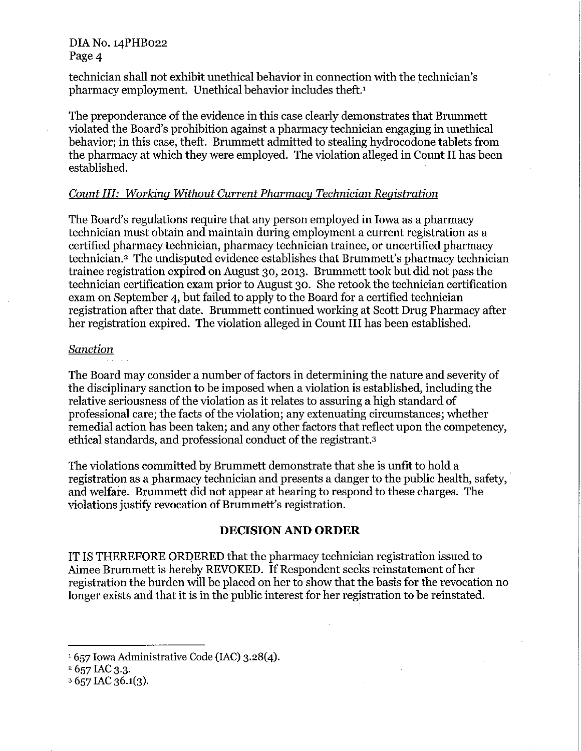technician shall not exhibit unethical behavior in connection with the technician's pharmacy employment. Unethical behavior includes theft.[1]

The preponderance of the evidence in this case clearly demonstrates that Brummett violated the Board's prohibition against a pharmacy technician engaging in unethical behavior; in this case, theft. Brummett admitted to stealing hydrocodone tablets from the pharmacy at which they were employed. The violation alleged in Count II has been established.

*Count III: Working Without Current Pharmacy Technician Registration*

The Board's regulations require that any person employed in Iowa as a pharmacy technician must obtain and maintain during employment a current registration as a certified pharmacy technician, pharmacy technician trainee, or uncertified pharmacy technician.[2] The undisputed evidence establishes that Brummett's pharmacy technician trainee registration expired on August 30, 2013. Brummett took but did not pass the technician certification exam prior to August 30. She retook the technician certification exam on September 4, but failed to apply to the Board for a certified technician registration after that date. Brummett continued working at Scott Drug Pharmacy after her registration expired. The violation alleged in Count III has been established.

*Sanction*

The Board may consider a number of factors in determining the nature and severity of the disciplinary sanction to be imposed when a violation is established, including the relative seriousness of the violation as it relates to assuring a high standard of professional care; the facts of the violation; any extenuating circumstances; whether remedial action has been taken; and any other factors that reflect upon the competency, ethical standards, and professional conduct of the registrant.[3]

The violations committed by Brummett demonstrate that she is unfit to hold a registration as a pharmacy technician and presents a danger to the public health, safety, and welfare. Brummett did not appear at hearing to respond to these charges. The violations justify revocation of Brummett's registration.

## DECISION AND ORDER

IT IS THEREFORE ORDERED that the pharmacy technician registration issued to Aimee Brummett is hereby REVOKED. If Respondent seeks reinstatement of her registration the burden will be placed on her to show that the basis for the revocation no longer exists and that it is in the public interest for her registration to be reinstated.

---

[1] 657 Iowa Administrative Code (IAC) 3.28(4).

[2] 657 IAC 3.3.

[3] 657 IAC 36.1(3).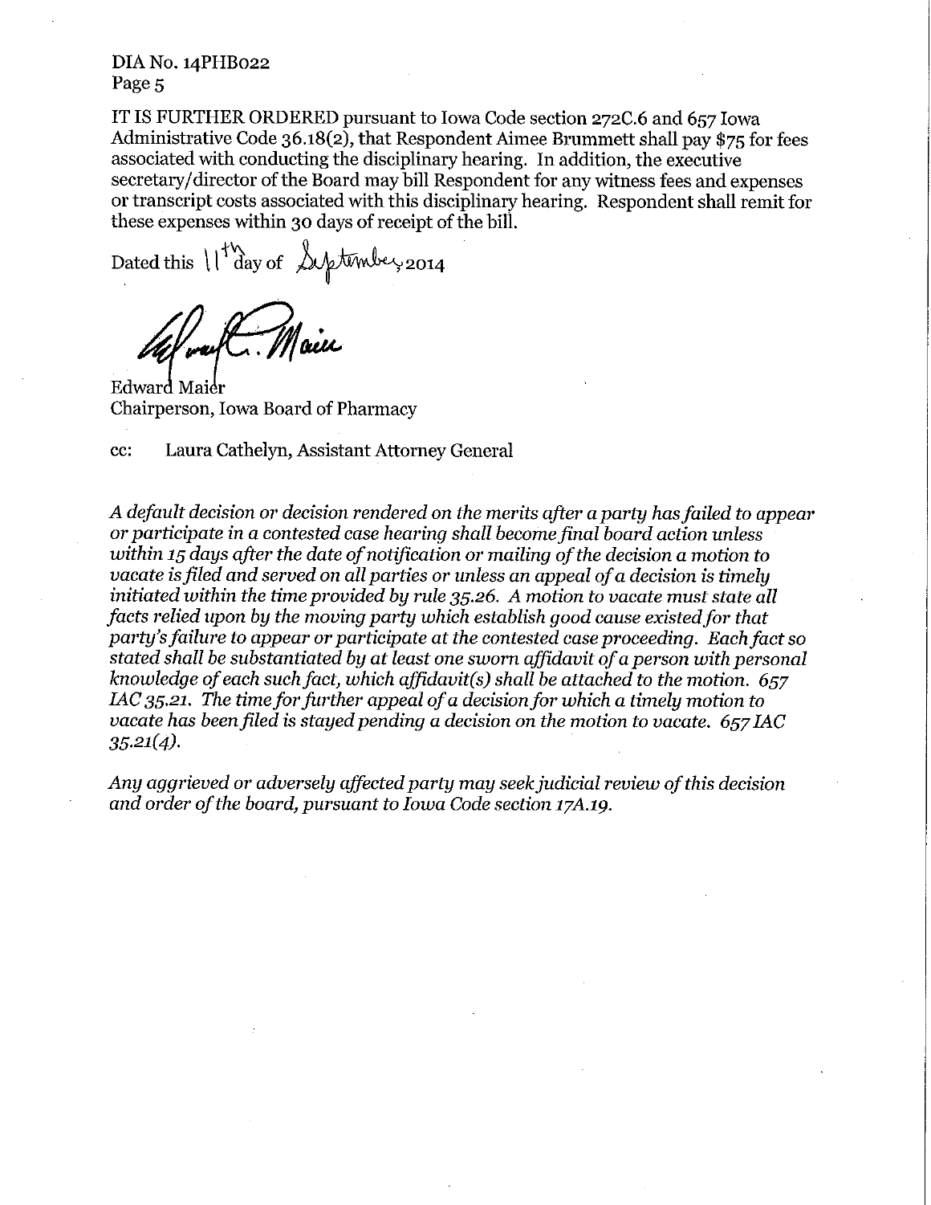IT IS FURTHER ORDERED pursuant to Iowa Code section 272C.6 and 657 Iowa Administrative Code 36.18(2), that Respondent Aimee Brummett shall pay $75 for fees associated with conducting the disciplinary hearing. In addition, the executive secretary/director of the Board may bill Respondent for any witness fees and expenses or transcript costs associated with this disciplinary hearing. Respondent shall remit for these expenses within 30 days of receipt of the bill.

Dated this 11th day of September, 2014

Edward Maier
Chairperson, Iowa Board of Pharmacy

cc: Laura Cathelyn, Assistant Attorney General

*A default decision or decision rendered on the merits after a party has failed to appear or participate in a contested case hearing shall become final board action unless within 15 days after the date of notification or mailing of the decision a motion to vacate is filed and served on all parties or unless an appeal of a decision is timely initiated within the time provided by rule 35.26. A motion to vacate must state all facts relied upon by the moving party which establish good cause existed for that party's failure to appear or participate at the contested case proceeding. Each fact so stated shall be substantiated by at least one sworn affidavit of a person with personal knowledge of each such fact, which affidavit(s) shall be attached to the motion. 657 IAC 35.21. The time for further appeal of a decision for which a timely motion to vacate has been filed is stayed pending a decision on the motion to vacate. 657 IAC 35.21(4).*

*Any aggrieved or adversely affected party may seek judicial review of this decision and order of the board, pursuant to Iowa Code section 17A.19.*